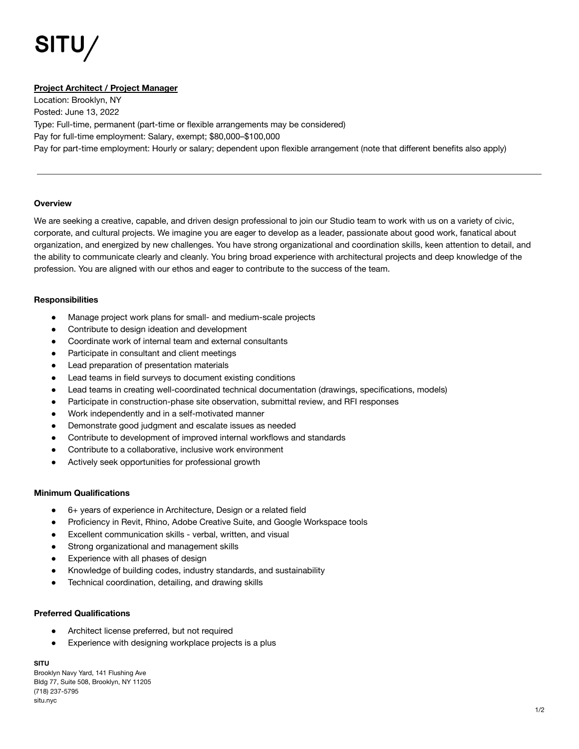# SITU/

**Project Architect / Project Manager**

Location: Brooklyn, NY
Posted: June 13, 2022
Type: Full-time, permanent (part-time or flexible arrangements may be considered)
Pay for full-time employment: Salary, exempt; $80,000–$100,000
Pay for part-time employment: Hourly or salary; dependent upon flexible arrangement (note that different benefits also apply)

---

### Overview

We are seeking a creative, capable, and driven design professional to join our Studio team to work with us on a variety of civic, corporate, and cultural projects. We imagine you are eager to develop as a leader, passionate about good work, fanatical about organization, and energized by new challenges. You have strong organizational and coordination skills, keen attention to detail, and the ability to communicate clearly and cleanly. You bring broad experience with architectural projects and deep knowledge of the profession. You are aligned with our ethos and eager to contribute to the success of the team.

### Responsibilities

- Manage project work plans for small- and medium-scale projects
- Contribute to design ideation and development
- Coordinate work of internal team and external consultants
- Participate in consultant and client meetings
- Lead preparation of presentation materials
- Lead teams in field surveys to document existing conditions
- Lead teams in creating well-coordinated technical documentation (drawings, specifications, models)
- Participate in construction-phase site observation, submittal review, and RFI responses
- Work independently and in a self-motivated manner
- Demonstrate good judgment and escalate issues as needed
- Contribute to development of improved internal workflows and standards
- Contribute to a collaborative, inclusive work environment
- Actively seek opportunities for professional growth

### Minimum Qualifications

- 6+ years of experience in Architecture, Design or a related field
- Proficiency in Revit, Rhino, Adobe Creative Suite, and Google Workspace tools
- Excellent communication skills - verbal, written, and visual
- Strong organizational and management skills
- Experience with all phases of design
- Knowledge of building codes, industry standards, and sustainability
- Technical coordination, detailing, and drawing skills

### Preferred Qualifications

- Architect license preferred, but not required
- Experience with designing workplace projects is a plus

**SITU**
Brooklyn Navy Yard, 141 Flushing Ave
Bldg 77, Suite 508, Brooklyn, NY 11205
(718) 237-5795
situ.nyc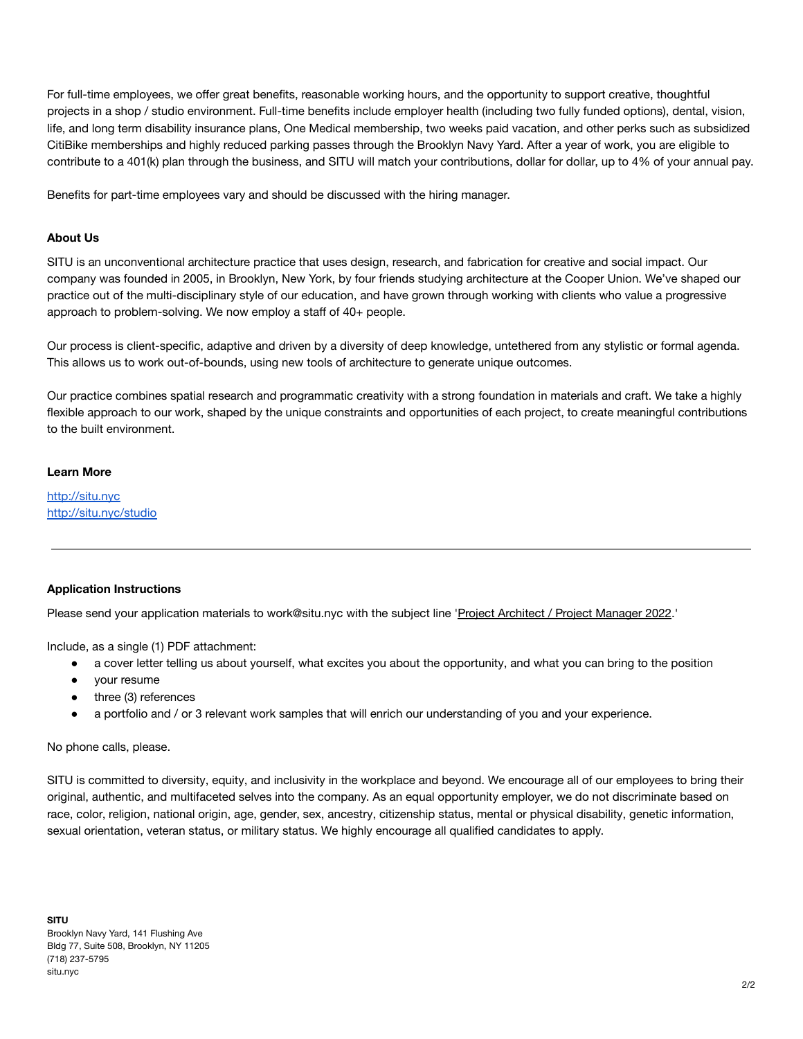For full-time employees, we offer great benefits, reasonable working hours, and the opportunity to support creative, thoughtful projects in a shop / studio environment. Full-time benefits include employer health (including two fully funded options), dental, vision, life, and long term disability insurance plans, One Medical membership, two weeks paid vacation, and other perks such as subsidized CitiBike memberships and highly reduced parking passes through the Brooklyn Navy Yard. After a year of work, you are eligible to contribute to a 401(k) plan through the business, and SITU will match your contributions, dollar for dollar, up to 4% of your annual pay.

Benefits for part-time employees vary and should be discussed with the hiring manager.

**About Us**

SITU is an unconventional architecture practice that uses design, research, and fabrication for creative and social impact. Our company was founded in 2005, in Brooklyn, New York, by four friends studying architecture at the Cooper Union. We've shaped our practice out of the multi-disciplinary style of our education, and have grown through working with clients who value a progressive approach to problem-solving. We now employ a staff of 40+ people.

Our process is client-specific, adaptive and driven by a diversity of deep knowledge, untethered from any stylistic or formal agenda. This allows us to work out-of-bounds, using new tools of architecture to generate unique outcomes.

Our practice combines spatial research and programmatic creativity with a strong foundation in materials and craft. We take a highly flexible approach to our work, shaped by the unique constraints and opportunities of each project, to create meaningful contributions to the built environment.

**Learn More**

[http://situ.nyc](http://situ.nyc)
[http://situ.nyc/studio](http://situ.nyc/studio)

---

**Application Instructions**

Please send your application materials to work@situ.nyc with the subject line 'Project Architect / Project Manager 2022.'

Include, as a single (1) PDF attachment:

- a cover letter telling us about yourself, what excites you about the opportunity, and what you can bring to the position
- your resume
- three (3) references
- a portfolio and / or 3 relevant work samples that will enrich our understanding of you and your experience.

No phone calls, please.

SITU is committed to diversity, equity, and inclusivity in the workplace and beyond. We encourage all of our employees to bring their original, authentic, and multifaceted selves into the company. As an equal opportunity employer, we do not discriminate based on race, color, religion, national origin, age, gender, sex, ancestry, citizenship status, mental or physical disability, genetic information, sexual orientation, veteran status, or military status. We highly encourage all qualified candidates to apply.

**SITU**
Brooklyn Navy Yard, 141 Flushing Ave
Bldg 77, Suite 508, Brooklyn, NY 11205
(718) 237-5795
situ.nyc